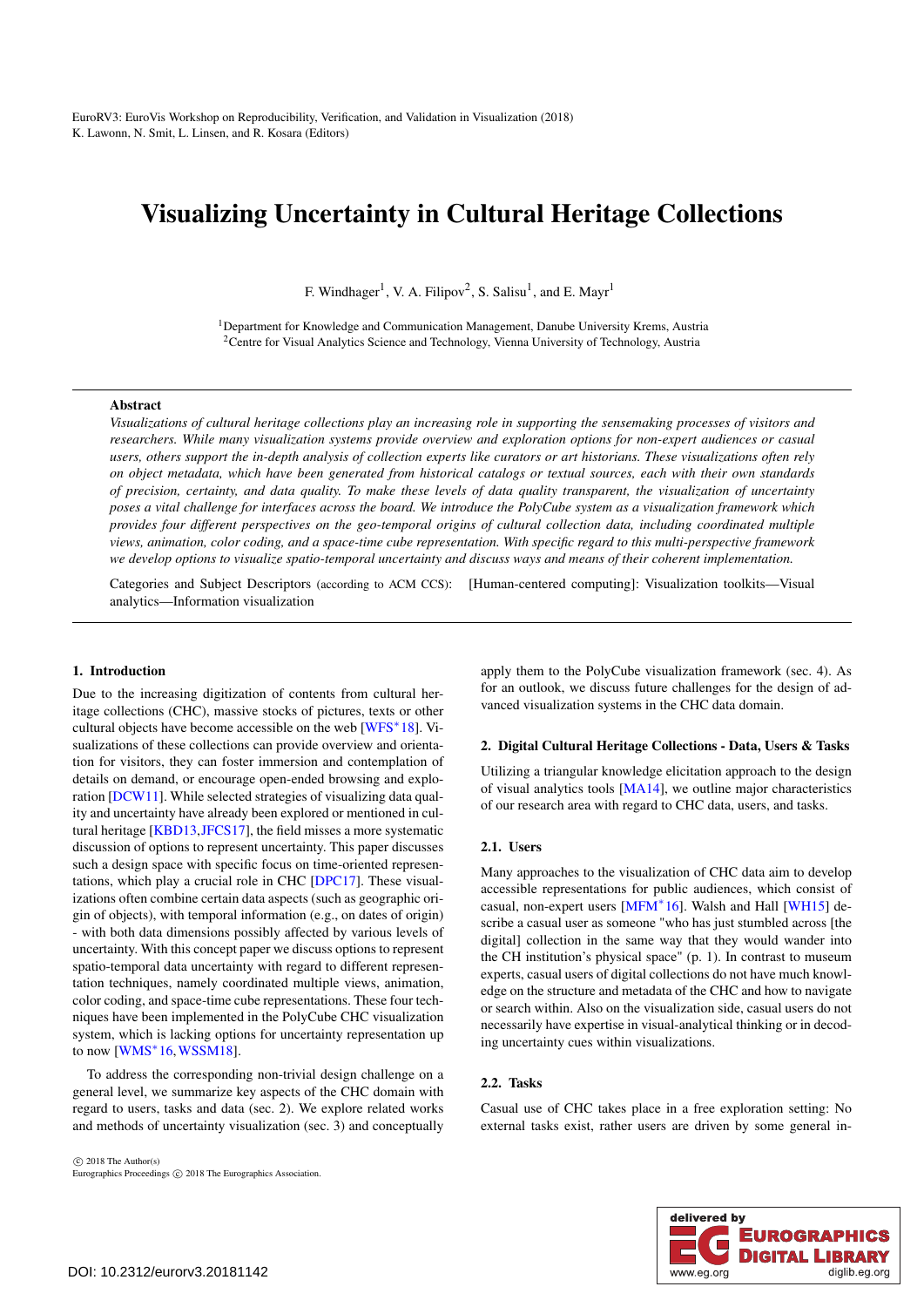EuroRV3: EuroVis Workshop on Reproducibility, Verification, and Validation in Visualization (2018)
K. Lawonn, N. Smit, L. Linsen, and R. Kosara (Editors)

# Visualizing Uncertainty in Cultural Heritage Collections

F. Windhager[1], V. A. Filipov[2], S. Salisu[1], and E. Mayr[1]

[1]Department for Knowledge and Communication Management, Danube University Krems, Austria
[2]Centre for Visual Analytics Science and Technology, Vienna University of Technology, Austria

**Abstract**

*Visualizations of cultural heritage collections play an increasing role in supporting the sensemaking processes of visitors and researchers. While many visualization systems provide overview and exploration options for non-expert audiences or casual users, others support the in-depth analysis of collection experts like curators or art historians. These visualizations often rely on object metadata, which have been generated from historical catalogs or textual sources, each with their own standards of precision, certainty, and data quality. To make these levels of data quality transparent, the visualization of uncertainty poses a vital challenge for interfaces across the board. We introduce the PolyCube system as a visualization framework which provides four different perspectives on the geo-temporal origins of cultural collection data, including coordinated multiple views, animation, color coding, and a space-time cube representation. With specific regard to this multi-perspective framework we develop options to visualize spatio-temporal uncertainty and discuss ways and means of their coherent implementation.*

Categories and Subject Descriptors (according to ACM CCS): [Human-centered computing]: Visualization toolkits—Visual analytics—Information visualization

## 1. Introduction

Due to the increasing digitization of contents from cultural heritage collections (CHC), massive stocks of pictures, texts or other cultural objects have become accessible on the web [WFS*18]. Visualizations of these collections can provide overview and orientation for visitors, they can foster immersion and contemplation of details on demand, or encourage open-ended browsing and exploration [DCW11]. While selected strategies of visualizing data quality and uncertainty have already been explored or mentioned in cultural heritage [KBD13, JFCS17], the field misses a more systematic discussion of options to represent uncertainty. This paper discusses such a design space with specific focus on time-oriented representations, which play a crucial role in CHC [DPC17]. These visualizations often combine certain data aspects (such as geographic origin of objects), with temporal information (e.g., on dates of origin) - with both data dimensions possibly affected by various levels of uncertainty. With this concept paper we discuss options to represent spatio-temporal data uncertainty with regard to different representation techniques, namely coordinated multiple views, animation, color coding, and space-time cube representations. These four techniques have been implemented in the PolyCube CHC visualization system, which is lacking options for uncertainty representation up to now [WMS*16, WSSM18].

To address the corresponding non-trivial design challenge on a general level, we summarize key aspects of the CHC domain with regard to users, tasks and data (sec. 2). We explore related works and methods of uncertainty visualization (sec. 3) and conceptually apply them to the PolyCube visualization framework (sec. 4). As for an outlook, we discuss future challenges for the design of advanced visualization systems in the CHC data domain.

## 2. Digital Cultural Heritage Collections - Data, Users & Tasks

Utilizing a triangular knowledge elicitation approach to the design of visual analytics tools [MA14], we outline major characteristics of our research area with regard to CHC data, users, and tasks.

### 2.1. Users

Many approaches to the visualization of CHC data aim to develop accessible representations for public audiences, which consist of casual, non-expert users [MFM*16]. Walsh and Hall [WH15] describe a casual user as someone "who has just stumbled across [the digital] collection in the same way that they would wander into the CH institution's physical space" (p. 1). In contrast to museum experts, casual users of digital collections do not have much knowledge on the structure and metadata of the CHC and how to navigate or search within. Also on the visualization side, casual users do not necessarily have expertise in visual-analytical thinking or in decoding uncertainty cues within visualizations.

### 2.2. Tasks

Casual use of CHC takes place in a free exploration setting: No external tasks exist, rather users are driven by some general in-

© 2018 The Author(s)
Eurographics Proceedings © 2018 The Eurographics Association.

DOI: 10.2312/eurorv3.20181142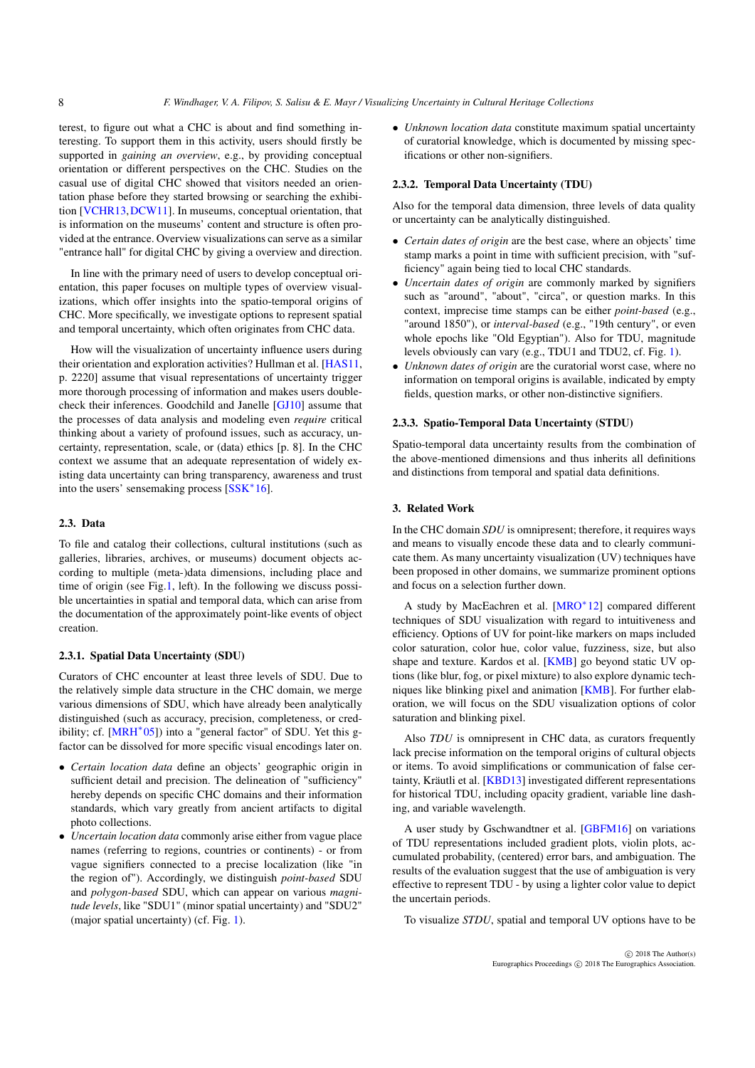terest, to figure out what a CHC is about and find something interesting. To support them in this activity, users should firstly be supported in *gaining an overview*, e.g., by providing conceptual orientation or different perspectives on the CHC. Studies on the casual use of digital CHC showed that visitors needed an orientation phase before they started browsing or searching the exhibition [VCHR13, DCW11]. In museums, conceptual orientation, that is information on the museums' content and structure is often provided at the entrance. Overview visualizations can serve as a similar "entrance hall" for digital CHC by giving a overview and direction.

In line with the primary need of users to develop conceptual orientation, this paper focuses on multiple types of overview visualizations, which offer insights into the spatio-temporal origins of CHC. More specifically, we investigate options to represent spatial and temporal uncertainty, which often originates from CHC data.

How will the visualization of uncertainty influence users during their orientation and exploration activities? Hullman et al. [HAS11, p. 2220] assume that visual representations of uncertainty trigger more thorough processing of information and makes users double-check their inferences. Goodchild and Janelle [GJ10] assume that the processes of data analysis and modeling even *require* critical thinking about a variety of profound issues, such as accuracy, uncertainty, representation, scale, or (data) ethics [p. 8]. In the CHC context we assume that an adequate representation of widely existing data uncertainty can bring transparency, awareness and trust into the users' sensemaking process [SSK*16].

## 2.3. Data

To file and catalog their collections, cultural institutions (such as galleries, libraries, archives, or museums) document objects according to multiple (meta-)data dimensions, including place and time of origin (see Fig.1, left). In the following we discuss possible uncertainties in spatial and temporal data, which can arise from the documentation of the approximately point-like events of object creation.

### 2.3.1. Spatial Data Uncertainty (SDU)

Curators of CHC encounter at least three levels of SDU. Due to the relatively simple data structure in the CHC domain, we merge various dimensions of SDU, which have already been analytically distinguished (such as accuracy, precision, completeness, or credibility; cf. [MRH*05]) into a "general factor" of SDU. Yet this g-factor can be dissolved for more specific visual encodings later on.

- *Certain location data* define an objects' geographic origin in sufficient detail and precision. The delineation of "sufficiency" hereby depends on specific CHC domains and their information standards, which vary greatly from ancient artifacts to digital photo collections.
- *Uncertain location data* commonly arise either from vague place names (referring to regions, countries or continents) - or from vague signifiers connected to a precise localization (like "in the region of"). Accordingly, we distinguish *point-based* SDU and *polygon-based* SDU, which can appear on various *magnitude levels*, like "SDU1" (minor spatial uncertainty) and "SDU2" (major spatial uncertainty) (cf. Fig. 1).
- *Unknown location data* constitute maximum spatial uncertainty of curatorial knowledge, which is documented by missing specifications or other non-signifiers.

### 2.3.2. Temporal Data Uncertainty (TDU)

Also for the temporal data dimension, three levels of data quality or uncertainty can be analytically distinguished.

- *Certain dates of origin* are the best case, where an objects' time stamp marks a point in time with sufficient precision, with "sufficiency" again being tied to local CHC standards.
- *Uncertain dates of origin* are commonly marked by signifiers such as "around", "about", "circa", or question marks. In this context, imprecise time stamps can be either *point-based* (e.g., "around 1850"), or *interval-based* (e.g., "19th century", or even whole epochs like "Old Egyptian"). Also for TDU, magnitude levels obviously can vary (e.g., TDU1 and TDU2, cf. Fig. 1).
- *Unknown dates of origin* are the curatorial worst case, where no information on temporal origins is available, indicated by empty fields, question marks, or other non-distinctive signifiers.

### 2.3.3. Spatio-Temporal Data Uncertainty (STDU)

Spatio-temporal data uncertainty results from the combination of the above-mentioned dimensions and thus inherits all definitions and distinctions from temporal and spatial data definitions.

## 3. Related Work

In the CHC domain *SDU* is omnipresent; therefore, it requires ways and means to visually encode these data and to clearly communicate them. As many uncertainty visualization (UV) techniques have been proposed in other domains, we summarize prominent options and focus on a selection further down.

A study by MacEachren et al. [MRO*12] compared different techniques of SDU visualization with regard to intuitiveness and efficiency. Options of UV for point-like markers on maps included color saturation, color hue, color value, fuzziness, size, but also shape and texture. Kardos et al. [KMB] go beyond static UV options (like blur, fog, or pixel mixture) to also explore dynamic techniques like blinking pixel and animation [KMB]. For further elaboration, we will focus on the SDU visualization options of color saturation and blinking pixel.

Also *TDU* is omnipresent in CHC data, as curators frequently lack precise information on the temporal origins of cultural objects or items. To avoid simplifications or communication of false certainty, Kräutli et al. [KBD13] investigated different representations for historical TDU, including opacity gradient, variable line dashing, and variable wavelength.

A user study by Gschwandtner et al. [GBFM16] on variations of TDU representations included gradient plots, violin plots, accumulated probability, (centered) error bars, and ambiguation. The results of the evaluation suggest that the use of ambiguation is very effective to represent TDU - by using a lighter color value to depict the uncertain periods.

To visualize *STDU*, spatial and temporal UV options have to be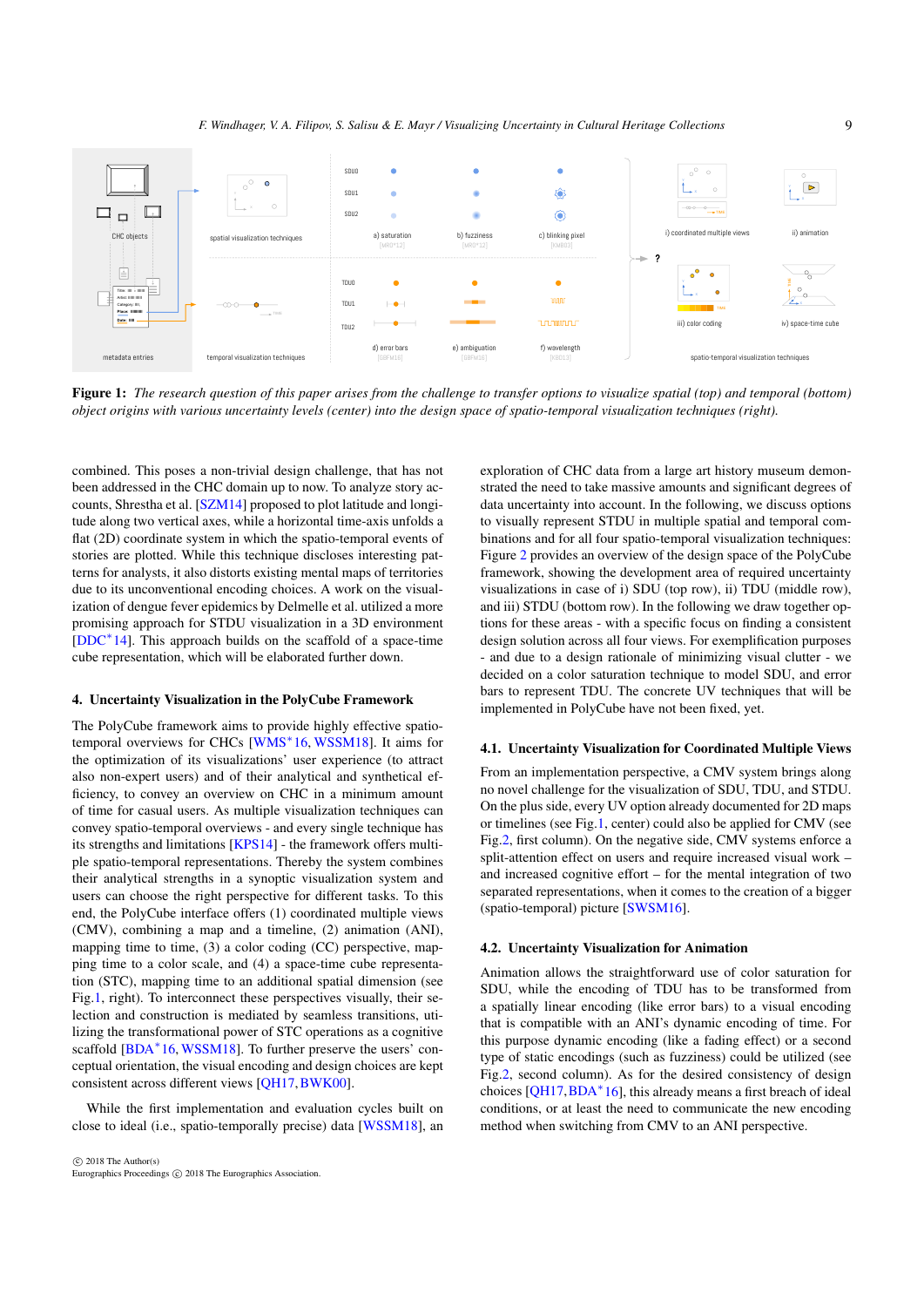**Figure 1:** *The research question of this paper arises from the challenge to transfer options to visualize spatial (top) and temporal (bottom) object origins with various uncertainty levels (center) into the design space of spatio-temporal visualization techniques (right).*

combined. This poses a non-trivial design challenge, that has not been addressed in the CHC domain up to now. To analyze story accounts, Shrestha et al. [SZM14] proposed to plot latitude and longitude along two vertical axes, while a horizontal time-axis unfolds a flat (2D) coordinate system in which the spatio-temporal events of stories are plotted. While this technique discloses interesting patterns for analysts, it also distorts existing mental maps of territories due to its unconventional encoding choices. A work on the visualization of dengue fever epidemics by Delmelle et al. utilized a more promising approach for STDU visualization in a 3D environment [DDC*14]. This approach builds on the scaffold of a space-time cube representation, which will be elaborated further down.

## 4. Uncertainty Visualization in the PolyCube Framework

The PolyCube framework aims to provide highly effective spatio-temporal overviews for CHCs [WMS*16, WSSM18]. It aims for the optimization of its visualizations' user experience (to attract also non-expert users) and of their analytical and synthetical efficiency, to convey an overview on CHC in a minimum amount of time for casual users. As multiple visualization techniques can convey spatio-temporal overviews - and every single technique has its strengths and limitations [KPS14] - the framework offers multiple spatio-temporal representations. Thereby the system combines their analytical strengths in a synoptic visualization system and users can choose the right perspective for different tasks. To this end, the PolyCube interface offers (1) coordinated multiple views (CMV), combining a map and a timeline, (2) animation (ANI), mapping time to time, (3) a color coding (CC) perspective, mapping time to a color scale, and (4) a space-time cube representation (STC), mapping time to an additional spatial dimension (see Fig.1, right). To interconnect these perspectives visually, their selection and construction is mediated by seamless transitions, utilizing the transformational power of STC operations as a cognitive scaffold [BDA*16, WSSM18]. To further preserve the users' conceptual orientation, the visual encoding and design choices are kept consistent across different views [QH17, BWK00].

While the first implementation and evaluation cycles built on close to ideal (i.e., spatio-temporally precise) data [WSSM18], an exploration of CHC data from a large art history museum demonstrated the need to take massive amounts and significant degrees of data uncertainty into account. In the following, we discuss options to visually represent STDU in multiple spatial and temporal combinations and for all four spatio-temporal visualization techniques: Figure 2 provides an overview of the design space of the PolyCube framework, showing the development area of required uncertainty visualizations in case of i) SDU (top row), ii) TDU (middle row), and iii) STDU (bottom row). In the following we draw together options for these areas - with a specific focus on finding a consistent design solution across all four views. For exemplification purposes - and due to a design rationale of minimizing visual clutter - we decided on a color saturation technique to model SDU, and error bars to represent TDU. The concrete UV techniques that will be implemented in PolyCube have not been fixed, yet.

### 4.1. Uncertainty Visualization for Coordinated Multiple Views

From an implementation perspective, a CMV system brings along no novel challenge for the visualization of SDU, TDU, and STDU. On the plus side, every UV option already documented for 2D maps or timelines (see Fig.1, center) could also be applied for CMV (see Fig.2, first column). On the negative side, CMV systems enforce a split-attention effect on users and require increased visual work – and increased cognitive effort – for the mental integration of two separated representations, when it comes to the creation of a bigger (spatio-temporal) picture [SWSM16].

### 4.2. Uncertainty Visualization for Animation

Animation allows the straightforward use of color saturation for SDU, while the encoding of TDU has to be transformed from a spatially linear encoding (like error bars) to a visual encoding that is compatible with an ANI's dynamic encoding of time. For this purpose dynamic encoding (like a fading effect) or a second type of static encodings (such as fuzziness) could be utilized (see Fig.2, second column). As for the desired consistency of design choices [QH17, BDA*16], this already means a first breach of ideal conditions, or at least the need to communicate the new encoding method when switching from CMV to an ANI perspective.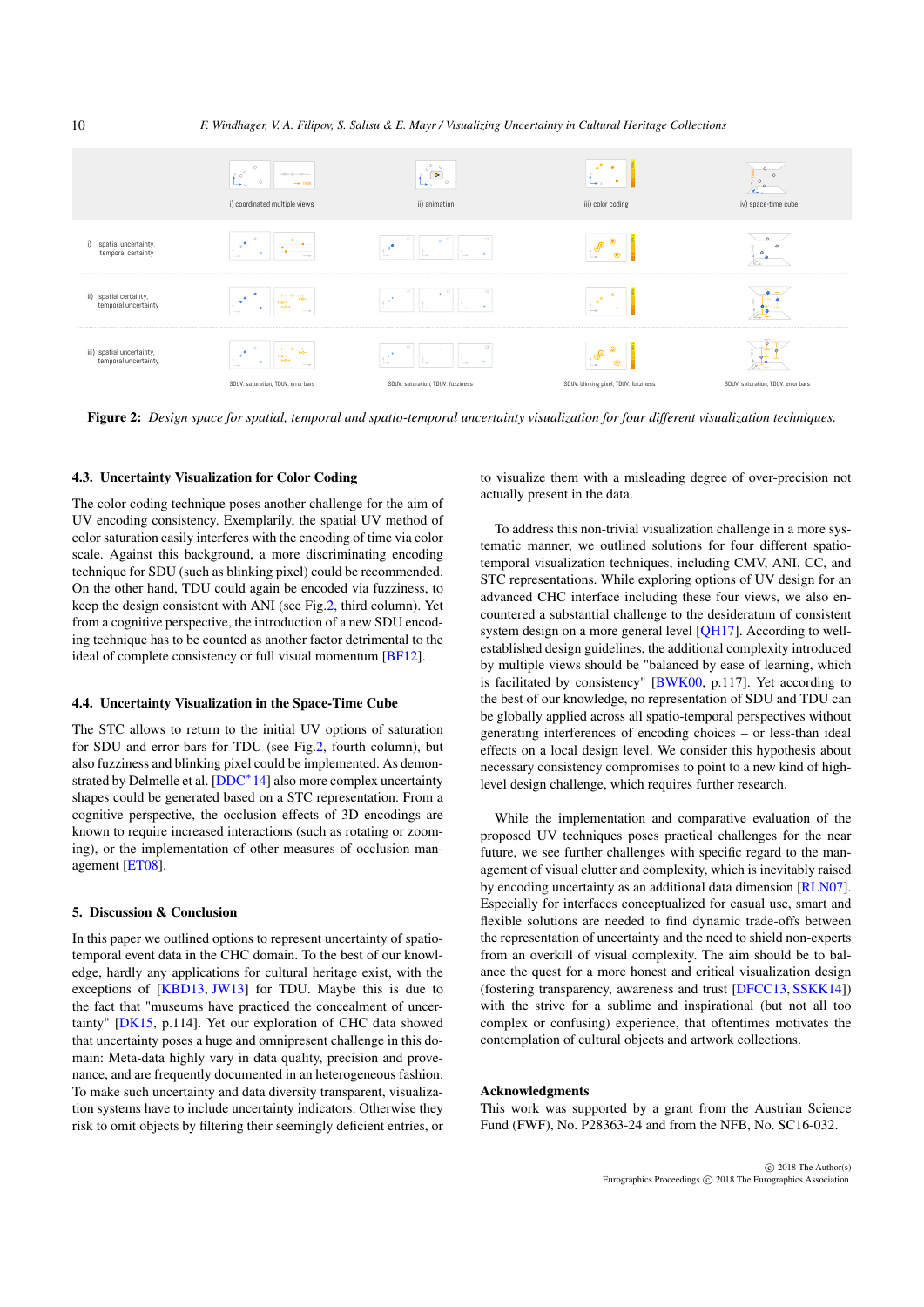| | i) coordinated multiple views | ii) animation | iii) color coding | iv) space-time cube |
|---|---|---|---|---|
| i) spatial uncertainty, temporal certainty | | | | |
| ii) spatial certainty, temporal uncertainty | | | | |
| iii) spatial uncertainty, temporal uncertainty | | | | |
| | SDUV: saturation, TDUV: error bars | SDUV: saturation, TDUV: fuzziness | SDUV: blinking pixel, TDUV: fuzziness | SDUV: saturation, TDUV: error bars |

**Figure 2:** *Design space for spatial, temporal and spatio-temporal uncertainty visualization for four different visualization techniques.*

### 4.3. Uncertainty Visualization for Color Coding

The color coding technique poses another challenge for the aim of UV encoding consistency. Exemplarily, the spatial UV method of color saturation easily interferes with the encoding of time via color scale. Against this background, a more discriminating encoding technique for SDU (such as blinking pixel) could be recommended. On the other hand, TDU could again be encoded via fuzziness, to keep the design consistent with ANI (see Fig.2, third column). Yet from a cognitive perspective, the introduction of a new SDU encoding technique has to be counted as another factor detrimental to the ideal of complete consistency or full visual momentum [BF12].

### 4.4. Uncertainty Visualization in the Space-Time Cube

The STC allows to return to the initial UV options of saturation for SDU and error bars for TDU (see Fig.2, fourth column), but also fuzziness and blinking pixel could be implemented. As demonstrated by Delmelle et al. [DDC*14] also more complex uncertainty shapes could be generated based on a STC representation. From a cognitive perspective, the occlusion effects of 3D encodings are known to require increased interactions (such as rotating or zooming), or the implementation of other measures of occlusion management [ET08].

## 5. Discussion & Conclusion

In this paper we outlined options to represent uncertainty of spatio-temporal event data in the CHC domain. To the best of our knowledge, hardly any applications for cultural heritage exist, with the exceptions of [KBD13, JW13] for TDU. Maybe this is due to the fact that "museums have practiced the concealment of uncertainty" [DK15, p.114]. Yet our exploration of CHC data showed that uncertainty poses a huge and omnipresent challenge in this domain: Meta-data highly vary in data quality, precision and provenance, and are frequently documented in an heterogeneous fashion. To make such uncertainty and data diversity transparent, visualization systems have to include uncertainty indicators. Otherwise they risk to omit objects by filtering their seemingly deficient entries, or to visualize them with a misleading degree of over-precision not actually present in the data.

To address this non-trivial visualization challenge in a more systematic manner, we outlined solutions for four different spatio-temporal visualization techniques, including CMV, ANI, CC, and STC representations. While exploring options of UV design for an advanced CHC interface including these four views, we also encountered a substantial challenge to the desideratum of consistent system design on a more general level [QH17]. According to well-established design guidelines, the additional complexity introduced by multiple views should be "balanced by ease of learning, which is facilitated by consistency" [BWK00, p.117]. Yet according to the best of our knowledge, no representation of SDU and TDU can be globally applied across all spatio-temporal perspectives without generating interferences of encoding choices – or less-than ideal effects on a local design level. We consider this hypothesis about necessary consistency compromises to point to a new kind of high-level design challenge, which requires further research.

While the implementation and comparative evaluation of the proposed UV techniques poses practical challenges for the near future, we see further challenges with specific regard to the management of visual clutter and complexity, which is inevitably raised by encoding uncertainty as an additional data dimension [RLN07]. Especially for interfaces conceptualized for casual use, smart and flexible solutions are needed to find dynamic trade-offs between the representation of uncertainty and the need to shield non-experts from an overkill of visual complexity. The aim should be to balance the quest for a more honest and critical visualization design (fostering transparency, awareness and trust [DFCC13, SSKK14]) with the strive for a sublime and inspirational (but not all too complex or confusing) experience, that oftentimes motivates the contemplation of cultural objects and artwork collections.

### Acknowledgments

This work was supported by a grant from the Austrian Science Fund (FWF), No. P28363-24 and from the NFB, No. SC16-032.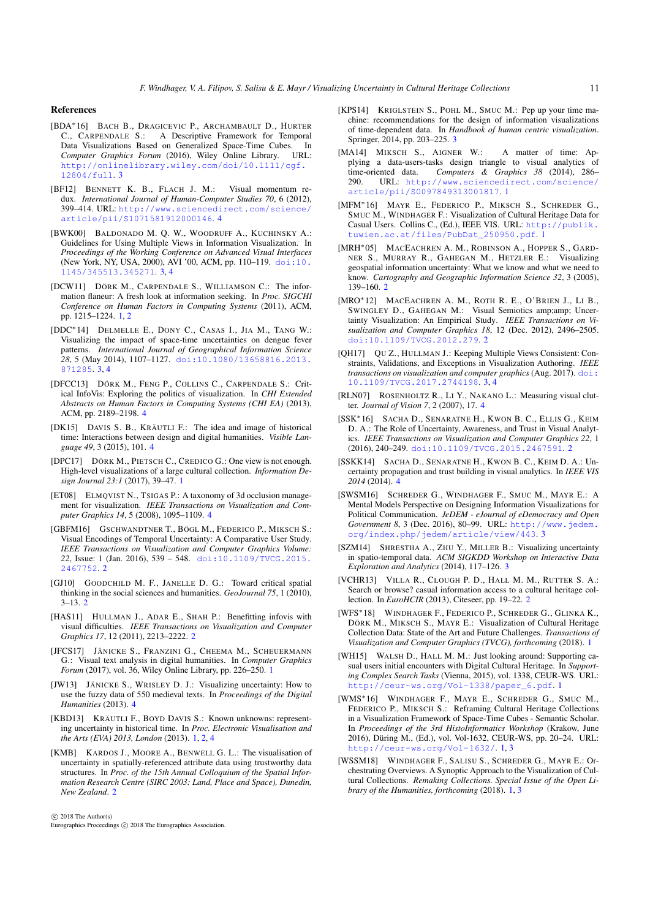## References

[BDA*16] Bach B., Dragicevic P., Archambault D., Hurter C., Carpendale S.: A Descriptive Framework for Temporal Data Visualizations Based on Generalized Space-Time Cubes. In *Computer Graphics Forum* (2016), Wiley Online Library. URL: http://onlinelibrary.wiley.com/doi/10.1111/cgf.12804/full. 3

[BF12] Bennett K. B., Flach J. M.: Visual momentum redux. *International Journal of Human-Computer Studies 70*, 6 (2012), 399–414. URL: http://www.sciencedirect.com/science/article/pii/S1071581912000146. 4

[BWK00] Baldonado M. Q. W., Woodruff A., Kuchinsky A.: Guidelines for Using Multiple Views in Information Visualization. In *Proceedings of the Working Conference on Advanced Visual Interfaces* (New York, NY, USA, 2000), AVI '00, ACM, pp. 110–119. doi:10.1145/345513.345271. 3, 4

[DCW11] Dörk M., Carpendale S., Williamson C.: The information flaneur: A fresh look at information seeking. In *Proc. SIGCHI Conference on Human Factors in Computing Systems* (2011), ACM, pp. 1215–1224. 1, 2

[DDC*14] Delmelle E., Dony C., Casas I., Jia M., Tang W.: Visualizing the impact of space-time uncertainties on dengue fever patterns. *International Journal of Geographical Information Science 28*, 5 (May 2014), 1107–1127. doi:10.1080/13658816.2013.871285. 3, 4

[DFCC13] Dörk M., Feng P., Collins C., Carpendale S.: Critical InfoVis: Exploring the politics of visualization. In *CHI Extended Abstracts on Human Factors in Computing Systems (CHI EA)* (2013), ACM, pp. 2189–2198. 4

[DK15] Davis S. B., Kräutli F.: The idea and image of historical time: Interactions between design and digital humanities. *Visible Language 49*, 3 (2015), 101. 4

[DPC17] Dörk M., Pietsch C., Credico G.: One view is not enough. High-level visualizations of a large cultural collection. *Information Design Journal 23:1* (2017), 39–47. 1

[ET08] Elmqvist N., Tsigas P.: A taxonomy of 3d occlusion management for visualization. *IEEE Transactions on Visualization and Computer Graphics 14*, 5 (2008), 1095–1109. 4

[GBFM16] Gschwandtner T., Bögl M., Federico P., Miksch S.: Visual Encodings of Temporal Uncertainty: A Comparative User Study. *IEEE Transactions on Visualization and Computer Graphics Volume: 22*, Issue: 1 (Jan. 2016), 539 – 548. doi:10.1109/TVCG.2015.2467752. 2

[GJ10] Goodchild M. F., Janelle D. G.: Toward critical spatial thinking in the social sciences and humanities. *GeoJournal 75*, 1 (2010), 3–13. 2

[HAS11] Hullman J., Adar E., Shah P.: Benefitting infovis with visual difficulties. *IEEE Transactions on Visualization and Computer Graphics 17*, 12 (2011), 2213–2222. 2

[JFCS17] Jänicke S., Franzini G., Cheema M., Scheuermann G.: Visual text analysis in digital humanities. In *Computer Graphics Forum* (2017), vol. 36, Wiley Online Library, pp. 226–250. 1

[JW13] Jänicke S., Wrisley D. J.: Visualizing uncertainty: How to use the fuzzy data of 550 medieval texts. In *Proceedings of the Digital Humanities* (2013). 4

[KBD13] Kräutli F., Boyd Davis S.: Known unknowns: representing uncertainty in historical time. In *Proc. Electronic Visualisation and the Arts (EVA) 2013, London* (2013). 1, 2, 4

[KMB] Kardos J., Moore A., Benwell G. L.: The visualisation of uncertainty in spatially-referenced attribute data using trustworthy data structures. In *Proc. of the 15th Annual Colloquium of the Spatial Information Research Centre (SIRC 2003: Land, Place and Space), Dunedin, New Zealand*. 2

[KPS14] Kriglstein S., Pohl M., Smuc M.: Pep up your time machine: recommendations for the design of information visualizations of time-dependent data. In *Handbook of human centric visualization*. Springer, 2014, pp. 203–225. 3

[MA14] Miksch S., Aigner W.: A matter of time: Applying a data-users-tasks design triangle to visual analytics of time-oriented data. *Computers & Graphics 38* (2014), 286–290. URL: http://www.sciencedirect.com/science/article/pii/S0097849313001817. 1

[MFM*16] Mayr E., Federico P., Miksch S., Schreder G., Smuc M., Windhager F.: Visualization of Cultural Heritage Data for Casual Users. Collins C., (Ed.), IEEE VIS. URL: http://publik.tuwien.ac.at/files/PubDat_250950.pdf. 1

[MRH*05] MacEachren A. M., Robinson A., Hopper S., Gardner S., Murray R., Gahegan M., Hetzler E.: Visualizing geospatial information uncertainty: What we know and what we need to know. *Cartography and Geographic Information Science 32*, 3 (2005), 139–160. 2

[MRO*12] MacEachren A. M., Roth R. E., O'Brien J., Li B., Swingley D., Gahegan M.: Visual Semiotics amp;amp; Uncertainty Visualization: An Empirical Study. *IEEE Transactions on Visualization and Computer Graphics 18*, 12 (Dec. 2012), 2496–2505. doi:10.1109/TVCG.2012.279. 2

[QH17] Qu Z., Hullman J.: Keeping Multiple Views Consistent: Constraints, Validations, and Exceptions in Visualization Authoring. *IEEE transactions on visualization and computer graphics* (Aug. 2017). doi:10.1109/TVCG.2017.2744198. 3, 4

[RLN07] Rosenholtz R., Li Y., Nakano L.: Measuring visual clutter. *Journal of Vision 7*, 2 (2007), 17. 4

[SSK*16] Sacha D., Senaratne H., Kwon B. C., Ellis G., Keim D. A.: The Role of Uncertainty, Awareness, and Trust in Visual Analytics. *IEEE Transactions on Visualization and Computer Graphics 22*, 1 (2016), 240–249. doi:10.1109/TVCG.2015.2467591. 2

[SSKK14] Sacha D., Senaratne H., Kwon B. C., Keim D. A.: Uncertainty propagation and trust building in visual analytics. In *IEEE VIS 2014* (2014). 4

[SWSM16] Schreder G., Windhager F., Smuc M., Mayr E.: A Mental Models Perspective on Designing Information Visualizations for Political Communication. *JeDEM - eJournal of eDemocracy and Open Government 8*, 3 (Dec. 2016), 80–99. URL: http://www.jedem.org/index.php/jedem/article/view/443. 3

[SZM14] Shrestha A., Zhu Y., Miller B.: Visualizing uncertainty in spatio-temporal data. *ACM SIGKDD Workshop on Interactive Data Exploration and Analytics* (2014), 117–126. 3

[VCHR13] Villa R., Clough P. D., Hall M. M., Rutter S. A.: Search or browse? casual information access to a cultural heritage collection. In *EuroHCIR* (2013), Citeseer, pp. 19–22. 2

[WFS*18] Windhager F., Federico P., Schreder G., Glinka K., Dörk M., Miksch S., Mayr E.: Visualization of Cultural Heritage Collection Data: State of the Art and Future Challenges. *Transactions of Visualization and Computer Graphics (TVCG), forthcoming* (2018). 1

[WH15] Walsh D., Hall M. M.: Just looking around: Supporting casual users initial encounters with Digital Cultural Heritage. In *Supporting Complex Search Tasks* (Vienna, 2015), vol. 1338, CEUR-WS. URL: http://ceur-ws.org/Vol-1338/paper_6.pdf. 1

[WMS*16] Windhager F., Mayr E., Schreder G., Smuc M., Federico P., Miksch S.: Reframing Cultural Heritage Collections in a Visualization Framework of Space-Time Cubes - Semantic Scholar. In *Proceedings of the 3rd HistoInformatics Workshop* (Krakow, June 2016), Düring M., (Ed.), vol. Vol-1632, CEUR-WS, pp. 20–24. URL: http://ceur-ws.org/Vol-1632/. 1, 3

[WSSM18] Windhager F., Salisu S., Schreder G., Mayr E.: Orchestrating Overviews. A Synoptic Approach to the Visualization of Cultural Collections. *Remaking Collections. Special Issue of the Open Library of the Humanities, forthcoming* (2018). 1, 3